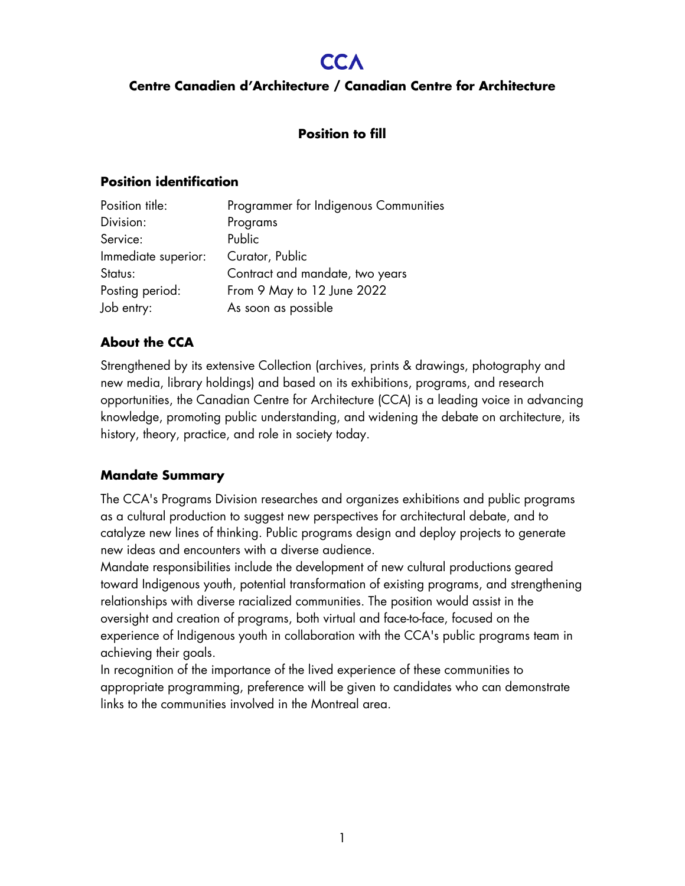# CCA

## Centre Canadien d'Architecture / Canadian Centre for Architecture

### Position to fill

#### Position identification

| | |
|---|---|
| Position title: | Programmer for Indigenous Communities |
| Division: | Programs |
| Service: | Public |
| Immediate superior: | Curator, Public |
| Status: | Contract and mandate, two years |
| Posting period: | From 9 May to 12 June 2022 |
| Job entry: | As soon as possible |

#### About the CCA

Strengthened by its extensive Collection (archives, prints & drawings, photography and new media, library holdings) and based on its exhibitions, programs, and research opportunities, the Canadian Centre for Architecture (CCA) is a leading voice in advancing knowledge, promoting public understanding, and widening the debate on architecture, its history, theory, practice, and role in society today.

#### Mandate Summary

The CCA's Programs Division researches and organizes exhibitions and public programs as a cultural production to suggest new perspectives for architectural debate, and to catalyze new lines of thinking. Public programs design and deploy projects to generate new ideas and encounters with a diverse audience.

Mandate responsibilities include the development of new cultural productions geared toward Indigenous youth, potential transformation of existing programs, and strengthening relationships with diverse racialized communities. The position would assist in the oversight and creation of programs, both virtual and face-to-face, focused on the experience of Indigenous youth in collaboration with the CCA's public programs team in achieving their goals.

In recognition of the importance of the lived experience of these communities to appropriate programming, preference will be given to candidates who can demonstrate links to the communities involved in the Montreal area.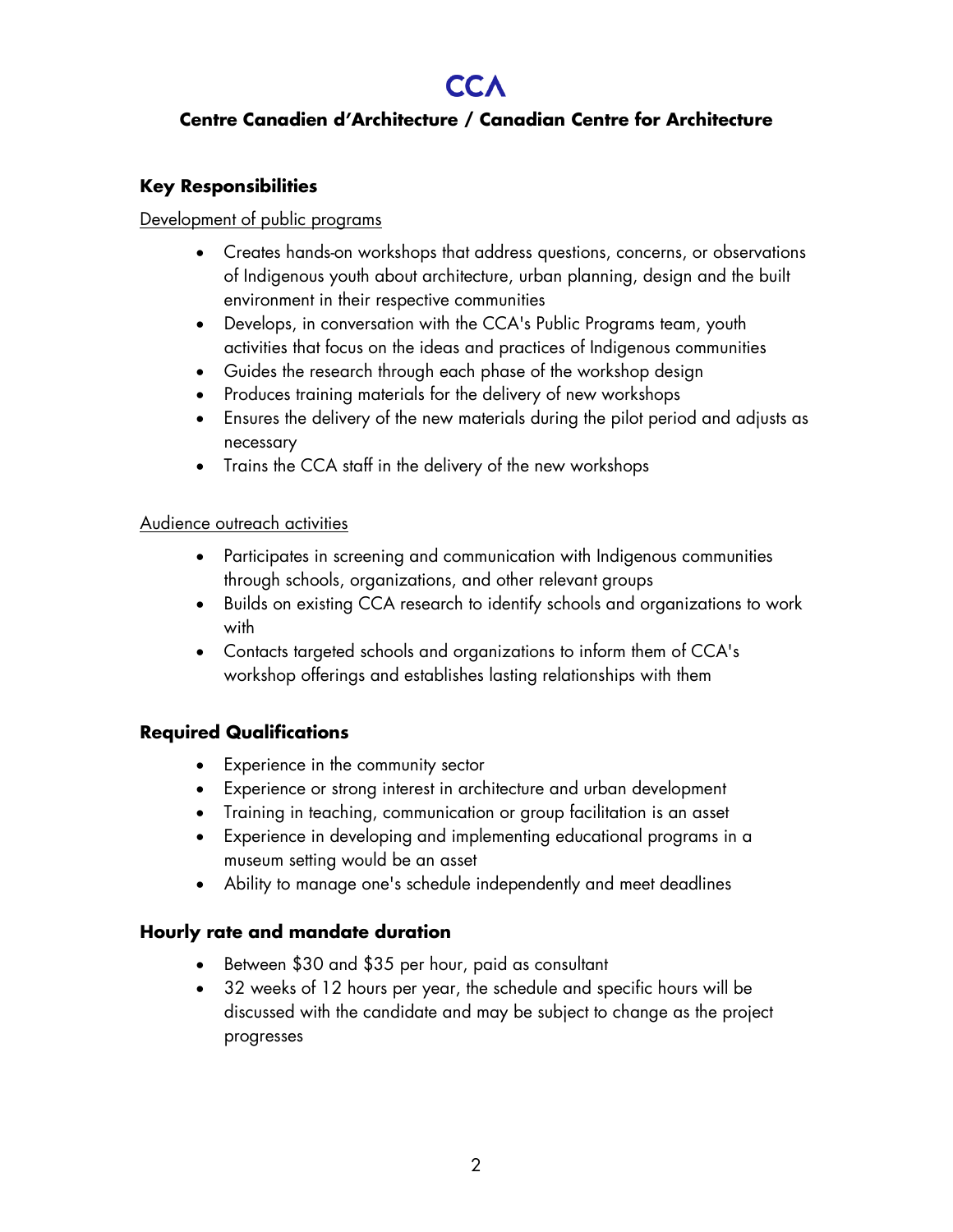# CCA

## Centre Canadien d'Architecture / Canadian Centre for Architecture

### Key Responsibilities

Development of public programs

- Creates hands-on workshops that address questions, concerns, or observations of Indigenous youth about architecture, urban planning, design and the built environment in their respective communities
- Develops, in conversation with the CCA's Public Programs team, youth activities that focus on the ideas and practices of Indigenous communities
- Guides the research through each phase of the workshop design
- Produces training materials for the delivery of new workshops
- Ensures the delivery of the new materials during the pilot period and adjusts as necessary
- Trains the CCA staff in the delivery of the new workshops

Audience outreach activities

- Participates in screening and communication with Indigenous communities through schools, organizations, and other relevant groups
- Builds on existing CCA research to identify schools and organizations to work with
- Contacts targeted schools and organizations to inform them of CCA's workshop offerings and establishes lasting relationships with them

### Required Qualifications

- Experience in the community sector
- Experience or strong interest in architecture and urban development
- Training in teaching, communication or group facilitation is an asset
- Experience in developing and implementing educational programs in a museum setting would be an asset
- Ability to manage one's schedule independently and meet deadlines

### Hourly rate and mandate duration

- Between $30 and $35 per hour, paid as consultant
- 32 weeks of 12 hours per year, the schedule and specific hours will be discussed with the candidate and may be subject to change as the project progresses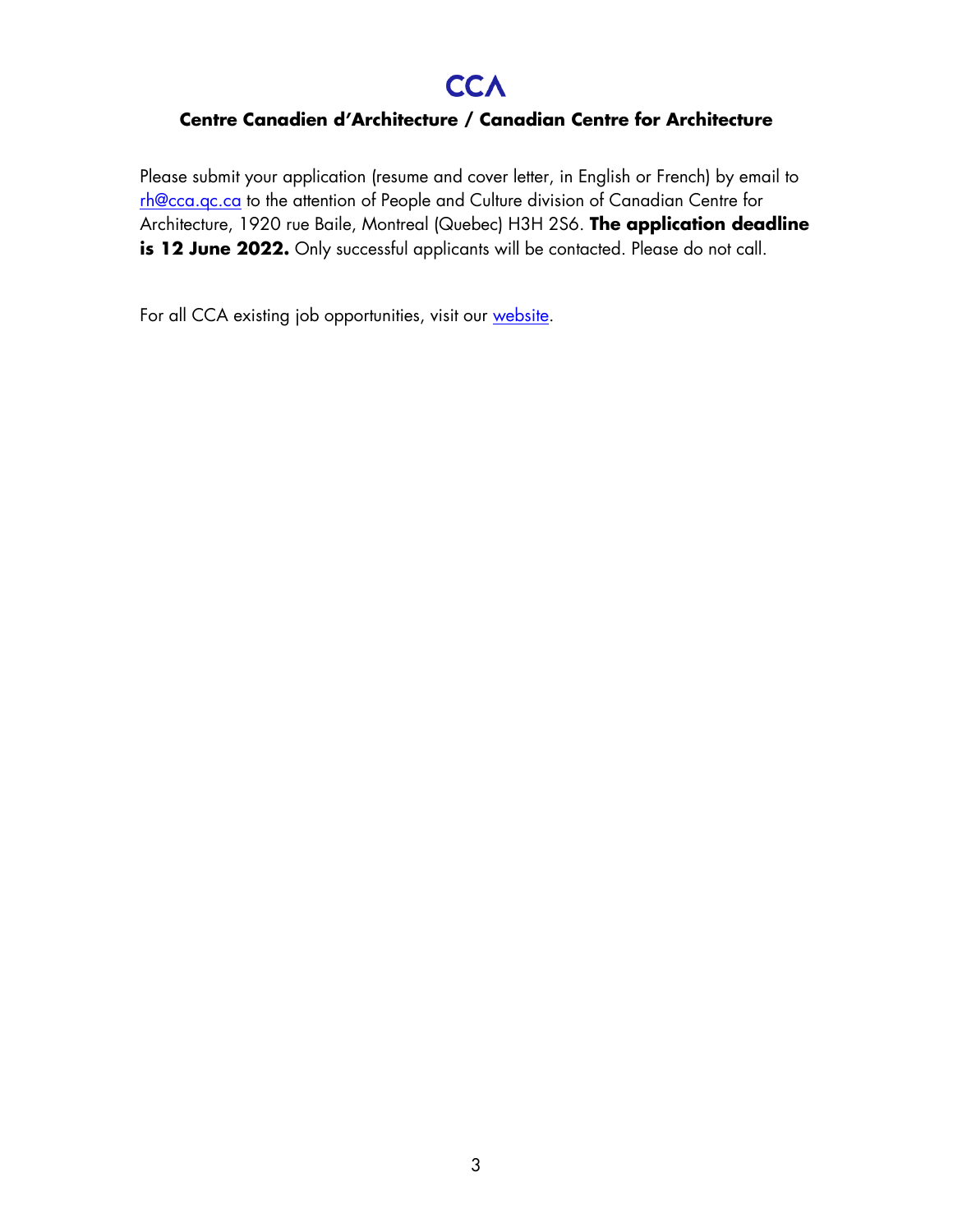**CCA**

**Centre Canadien d'Architecture / Canadian Centre for Architecture**

Please submit your application (resume and cover letter, in English or French) by email to rh@cca.qc.ca to the attention of People and Culture division of Canadian Centre for Architecture, 1920 rue Baile, Montreal (Quebec) H3H 2S6. **The application deadline is 12 June 2022.** Only successful applicants will be contacted. Please do not call.

For all CCA existing job opportunities, visit our website.